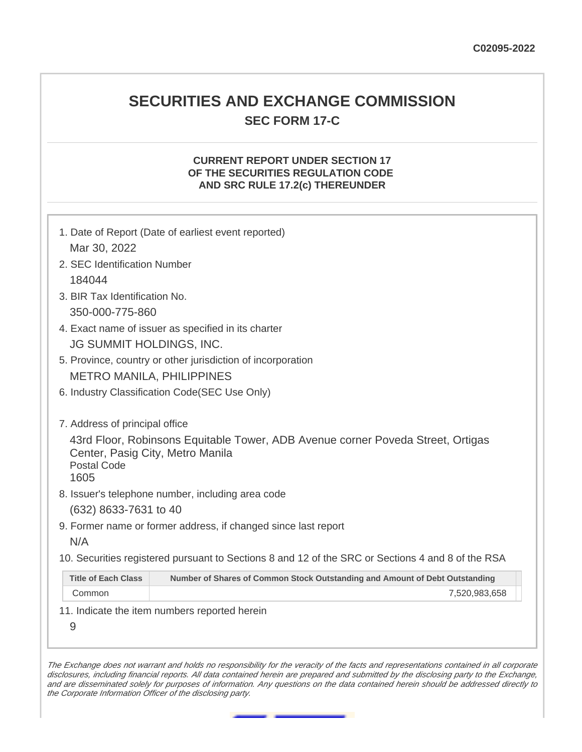C02095-2022

# SECURITIES AND EXCHANGE COMMISSION

## SEC FORM 17-C

### CURRENT REPORT UNDER SECTION 17 OF THE SECURITIES REGULATION CODE AND SRC RULE 17.2(c) THEREUNDER

1. Date of Report (Date of earliest event reported)

   Mar 30, 2022

2. SEC Identification Number

   184044

3. BIR Tax Identification No.

   350-000-775-860

4. Exact name of issuer as specified in its charter

   JG SUMMIT HOLDINGS, INC.

5. Province, country or other jurisdiction of incorporation

   METRO MANILA, PHILIPPINES

6. Industry Classification Code(SEC Use Only)

7. Address of principal office

   43rd Floor, Robinsons Equitable Tower, ADB Avenue corner Poveda Street, Ortigas Center, Pasig City, Metro Manila
   Postal Code
   1605

8. Issuer's telephone number, including area code

   (632) 8633-7631 to 40

9. Former name or former address, if changed since last report

   N/A

10. Securities registered pursuant to Sections 8 and 12 of the SRC or Sections 4 and 8 of the RSA

| Title of Each Class | Number of Shares of Common Stock Outstanding and Amount of Debt Outstanding |
|---|---|
| Common | 7,520,983,658 |

11. Indicate the item numbers reported herein

    9

*The Exchange does not warrant and holds no responsibility for the veracity of the facts and representations contained in all corporate disclosures, including financial reports. All data contained herein are prepared and submitted by the disclosing party to the Exchange, and are disseminated solely for purposes of information. Any questions on the data contained herein should be addressed directly to the Corporate Information Officer of the disclosing party.*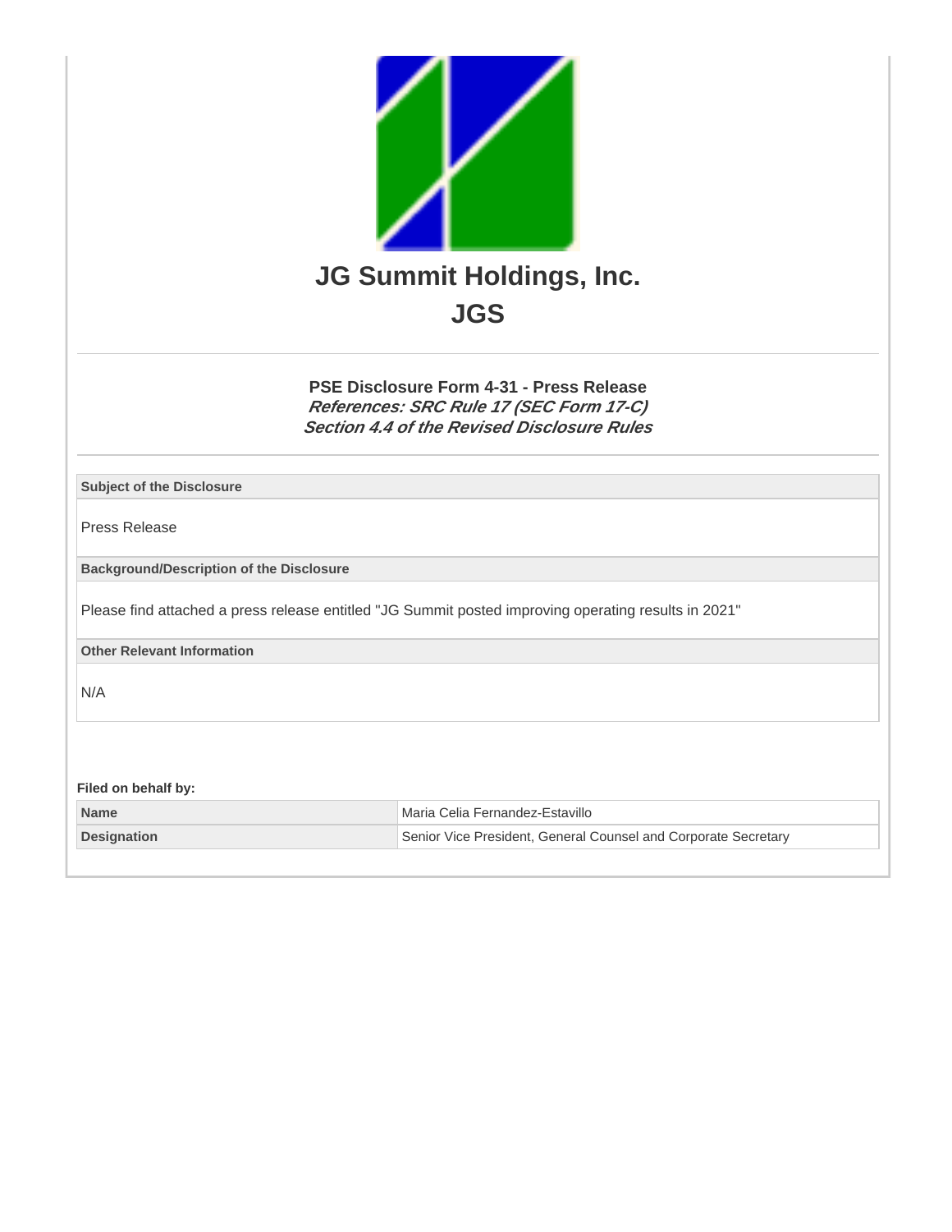# JG Summit Holdings, Inc.

## JGS

### PSE Disclosure Form 4-31 - Press Release

***References: SRC Rule 17 (SEC Form 17-C)***
***Section 4.4 of the Revised Disclosure Rules***

| **Subject of the Disclosure** |
| --- |
| Press Release |
| **Background/Description of the Disclosure** |
| Please find attached a press release entitled "JG Summit posted improving operating results in 2021" |
| **Other Relevant Information** |
| N/A |

**Filed on behalf by:**

| | |
| --- | --- |
| **Name** | Maria Celia Fernandez-Estavillo |
| **Designation** | Senior Vice President, General Counsel and Corporate Secretary |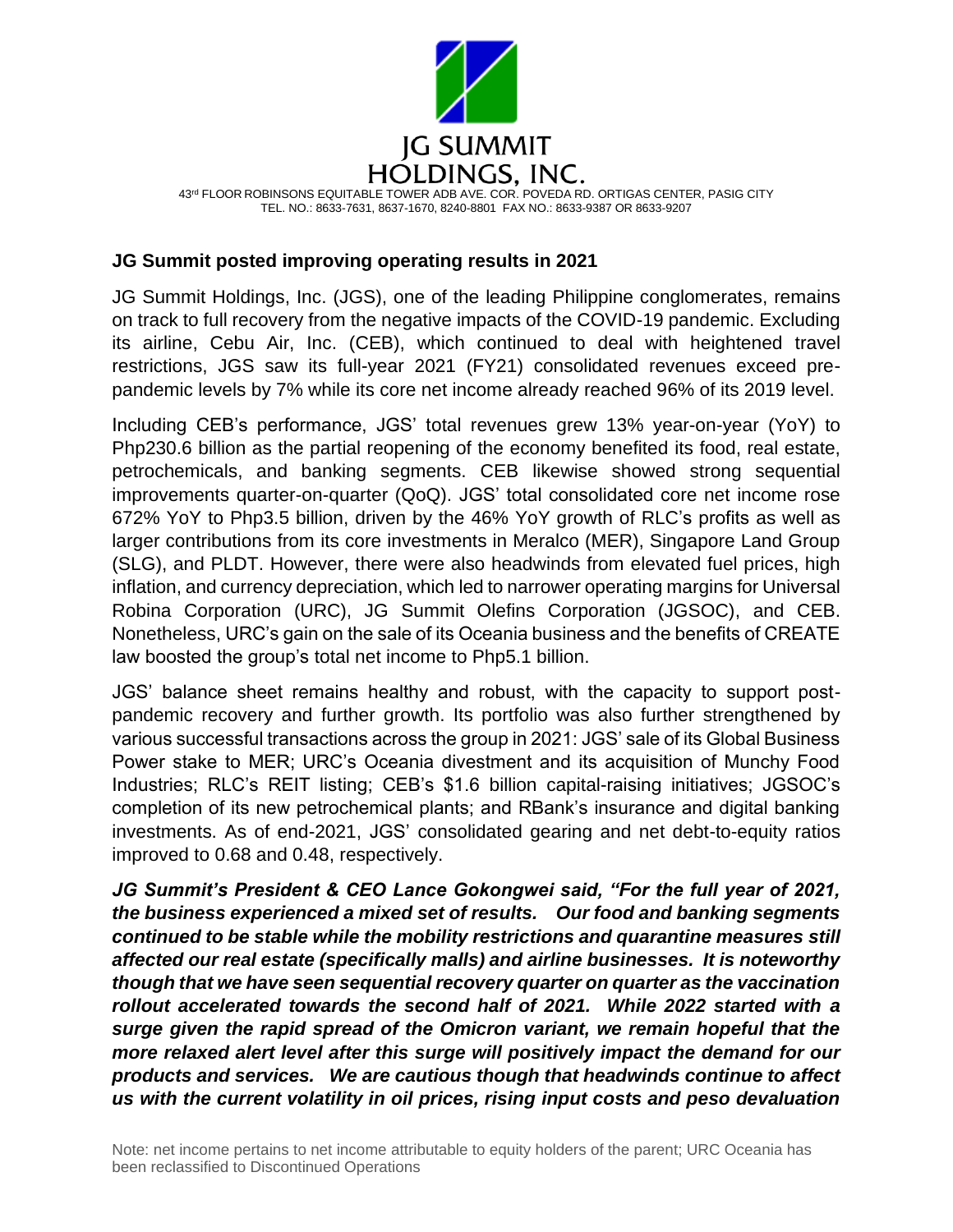JG SUMMIT HOLDINGS, INC.

43rd FLOOR ROBINSONS EQUITABLE TOWER ADB AVE. COR. POVEDA RD. ORTIGAS CENTER, PASIG CITY
TEL. NO.: 8633-7631, 8637-1670, 8240-8801 FAX NO.: 8633-9387 OR 8633-9207

## JG Summit posted improving operating results in 2021

JG Summit Holdings, Inc. (JGS), one of the leading Philippine conglomerates, remains on track to full recovery from the negative impacts of the COVID-19 pandemic. Excluding its airline, Cebu Air, Inc. (CEB), which continued to deal with heightened travel restrictions, JGS saw its full-year 2021 (FY21) consolidated revenues exceed pre-pandemic levels by 7% while its core net income already reached 96% of its 2019 level.

Including CEB's performance, JGS' total revenues grew 13% year-on-year (YoY) to Php230.6 billion as the partial reopening of the economy benefited its food, real estate, petrochemicals, and banking segments. CEB likewise showed strong sequential improvements quarter-on-quarter (QoQ). JGS' total consolidated core net income rose 672% YoY to Php3.5 billion, driven by the 46% YoY growth of RLC's profits as well as larger contributions from its core investments in Meralco (MER), Singapore Land Group (SLG), and PLDT. However, there were also headwinds from elevated fuel prices, high inflation, and currency depreciation, which led to narrower operating margins for Universal Robina Corporation (URC), JG Summit Olefins Corporation (JGSOC), and CEB. Nonetheless, URC's gain on the sale of its Oceania business and the benefits of CREATE law boosted the group's total net income to Php5.1 billion.

JGS' balance sheet remains healthy and robust, with the capacity to support post-pandemic recovery and further growth. Its portfolio was also further strengthened by various successful transactions across the group in 2021: JGS' sale of its Global Business Power stake to MER; URC's Oceania divestment and its acquisition of Munchy Food Industries; RLC's REIT listing; CEB's $1.6 billion capital-raising initiatives; JGSOC's completion of its new petrochemical plants; and RBank's insurance and digital banking investments. As of end-2021, JGS' consolidated gearing and net debt-to-equity ratios improved to 0.68 and 0.48, respectively.

***JG Summit's President & CEO Lance Gokongwei said, "For the full year of 2021, the business experienced a mixed set of results. Our food and banking segments continued to be stable while the mobility restrictions and quarantine measures still affected our real estate (specifically malls) and airline businesses. It is noteworthy though that we have seen sequential recovery quarter on quarter as the vaccination rollout accelerated towards the second half of 2021. While 2022 started with a surge given the rapid spread of the Omicron variant, we remain hopeful that the more relaxed alert level after this surge will positively impact the demand for our products and services. We are cautious though that headwinds continue to affect us with the current volatility in oil prices, rising input costs and peso devaluation***

Note: net income pertains to net income attributable to equity holders of the parent; URC Oceania has been reclassified to Discontinued Operations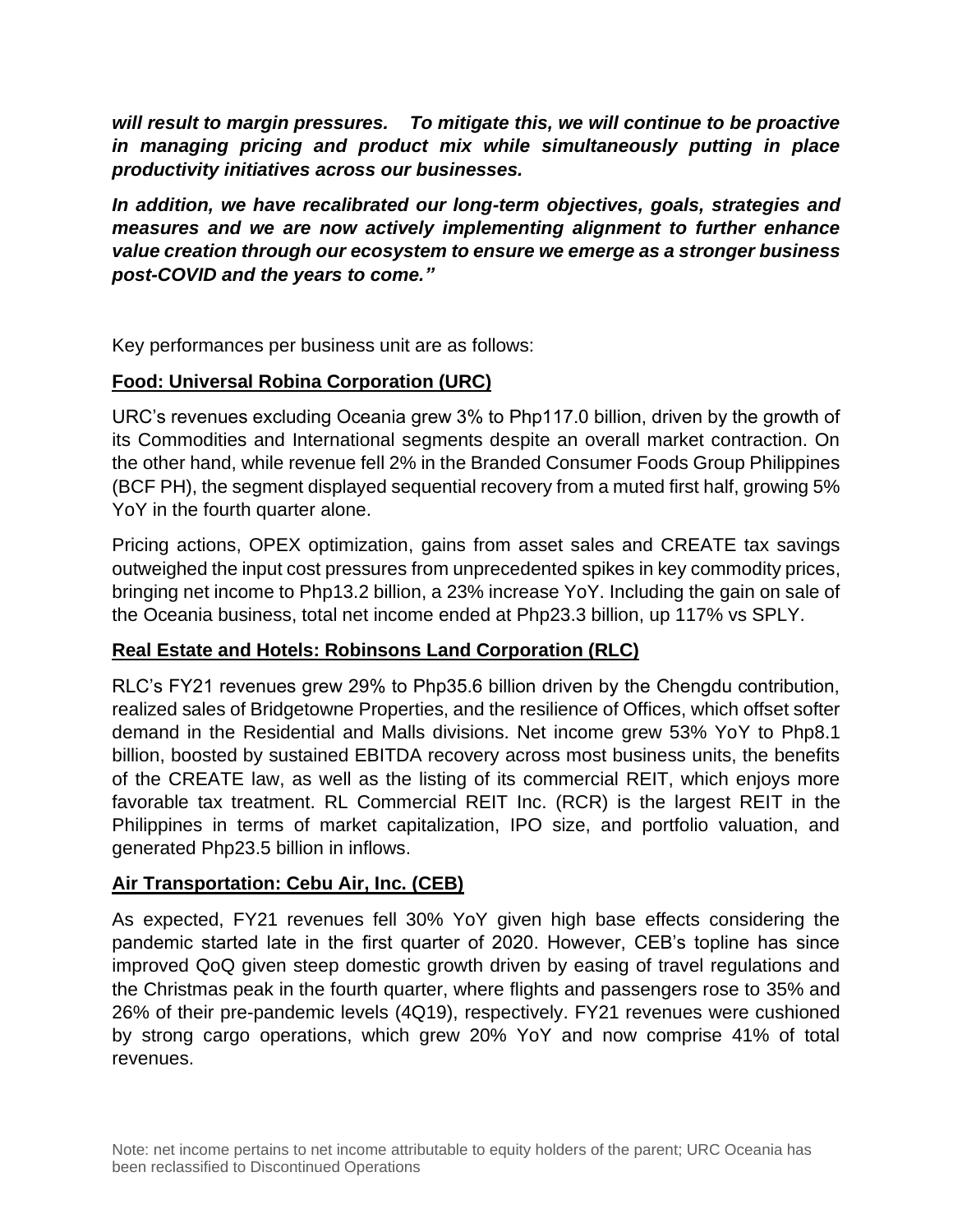***will result to margin pressures. To mitigate this, we will continue to be proactive in managing pricing and product mix while simultaneously putting in place productivity initiatives across our businesses.***

***In addition, we have recalibrated our long-term objectives, goals, strategies and measures and we are now actively implementing alignment to further enhance value creation through our ecosystem to ensure we emerge as a stronger business post-COVID and the years to come."***

Key performances per business unit are as follows:

**Food: Universal Robina Corporation (URC)**

URC's revenues excluding Oceania grew 3% to Php117.0 billion, driven by the growth of its Commodities and International segments despite an overall market contraction. On the other hand, while revenue fell 2% in the Branded Consumer Foods Group Philippines (BCF PH), the segment displayed sequential recovery from a muted first half, growing 5% YoY in the fourth quarter alone.

Pricing actions, OPEX optimization, gains from asset sales and CREATE tax savings outweighed the input cost pressures from unprecedented spikes in key commodity prices, bringing net income to Php13.2 billion, a 23% increase YoY. Including the gain on sale of the Oceania business, total net income ended at Php23.3 billion, up 117% vs SPLY.

**Real Estate and Hotels: Robinsons Land Corporation (RLC)**

RLC's FY21 revenues grew 29% to Php35.6 billion driven by the Chengdu contribution, realized sales of Bridgetowne Properties, and the resilience of Offices, which offset softer demand in the Residential and Malls divisions. Net income grew 53% YoY to Php8.1 billion, boosted by sustained EBITDA recovery across most business units, the benefits of the CREATE law, as well as the listing of its commercial REIT, which enjoys more favorable tax treatment. RL Commercial REIT Inc. (RCR) is the largest REIT in the Philippines in terms of market capitalization, IPO size, and portfolio valuation, and generated Php23.5 billion in inflows.

**Air Transportation: Cebu Air, Inc. (CEB)**

As expected, FY21 revenues fell 30% YoY given high base effects considering the pandemic started late in the first quarter of 2020. However, CEB's topline has since improved QoQ given steep domestic growth driven by easing of travel regulations and the Christmas peak in the fourth quarter, where flights and passengers rose to 35% and 26% of their pre-pandemic levels (4Q19), respectively. FY21 revenues were cushioned by strong cargo operations, which grew 20% YoY and now comprise 41% of total revenues.

Note: net income pertains to net income attributable to equity holders of the parent; URC Oceania has been reclassified to Discontinued Operations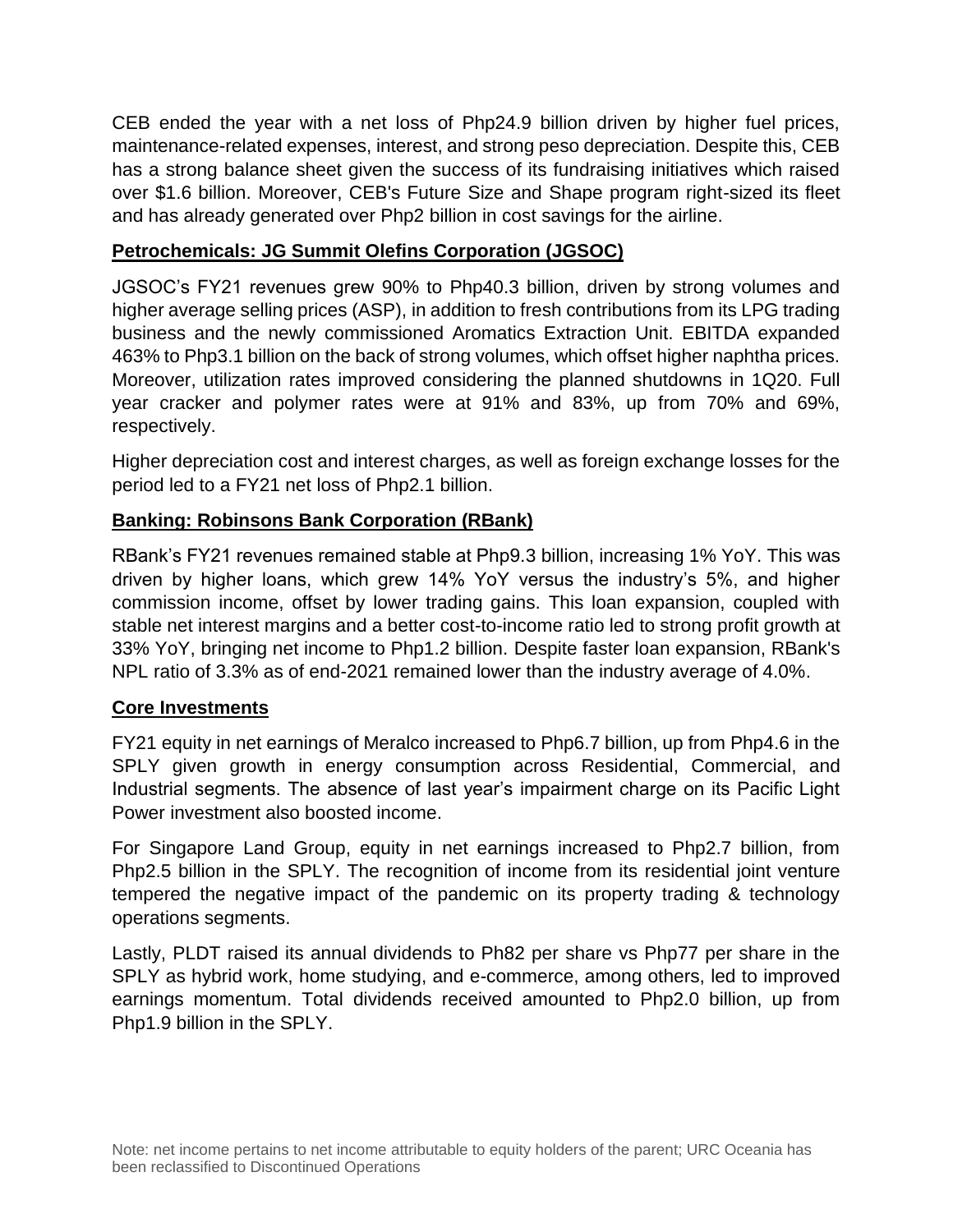CEB ended the year with a net loss of Php24.9 billion driven by higher fuel prices, maintenance-related expenses, interest, and strong peso depreciation. Despite this, CEB has a strong balance sheet given the success of its fundraising initiatives which raised over $1.6 billion. Moreover, CEB's Future Size and Shape program right-sized its fleet and has already generated over Php2 billion in cost savings for the airline.

**Petrochemicals: JG Summit Olefins Corporation (JGSOC)**

JGSOC's FY21 revenues grew 90% to Php40.3 billion, driven by strong volumes and higher average selling prices (ASP), in addition to fresh contributions from its LPG trading business and the newly commissioned Aromatics Extraction Unit. EBITDA expanded 463% to Php3.1 billion on the back of strong volumes, which offset higher naphtha prices. Moreover, utilization rates improved considering the planned shutdowns in 1Q20. Full year cracker and polymer rates were at 91% and 83%, up from 70% and 69%, respectively.

Higher depreciation cost and interest charges, as well as foreign exchange losses for the period led to a FY21 net loss of Php2.1 billion.

**Banking: Robinsons Bank Corporation (RBank)**

RBank's FY21 revenues remained stable at Php9.3 billion, increasing 1% YoY. This was driven by higher loans, which grew 14% YoY versus the industry's 5%, and higher commission income, offset by lower trading gains. This loan expansion, coupled with stable net interest margins and a better cost-to-income ratio led to strong profit growth at 33% YoY, bringing net income to Php1.2 billion. Despite faster loan expansion, RBank's NPL ratio of 3.3% as of end-2021 remained lower than the industry average of 4.0%.

**Core Investments**

FY21 equity in net earnings of Meralco increased to Php6.7 billion, up from Php4.6 in the SPLY given growth in energy consumption across Residential, Commercial, and Industrial segments. The absence of last year's impairment charge on its Pacific Light Power investment also boosted income.

For Singapore Land Group, equity in net earnings increased to Php2.7 billion, from Php2.5 billion in the SPLY. The recognition of income from its residential joint venture tempered the negative impact of the pandemic on its property trading & technology operations segments.

Lastly, PLDT raised its annual dividends to Ph82 per share vs Php77 per share in the SPLY as hybrid work, home studying, and e-commerce, among others, led to improved earnings momentum. Total dividends received amounted to Php2.0 billion, up from Php1.9 billion in the SPLY.

Note: net income pertains to net income attributable to equity holders of the parent; URC Oceania has been reclassified to Discontinued Operations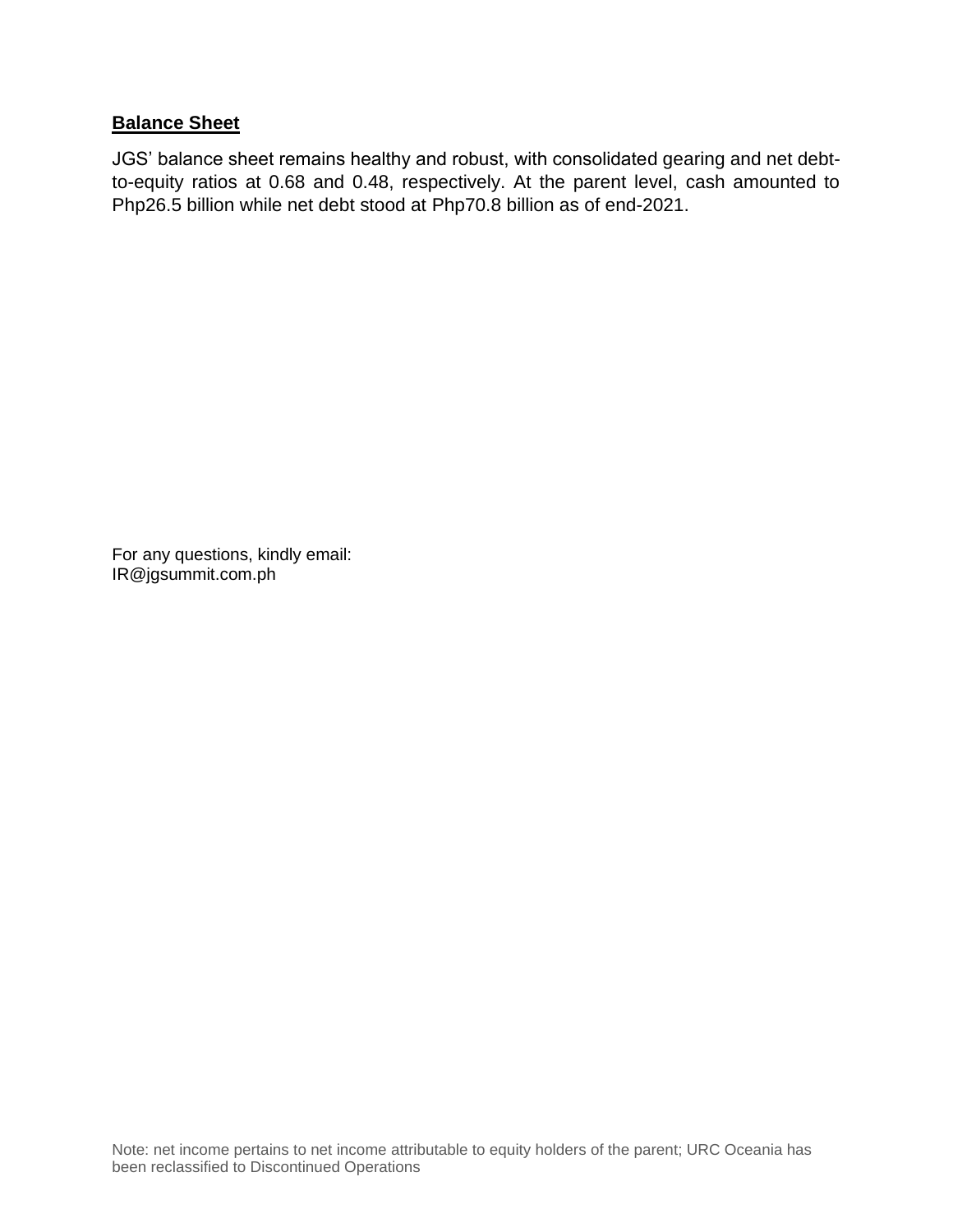## **Balance Sheet**

JGS' balance sheet remains healthy and robust, with consolidated gearing and net debt-to-equity ratios at 0.68 and 0.48, respectively. At the parent level, cash amounted to Php26.5 billion while net debt stood at Php70.8 billion as of end-2021.

For any questions, kindly email:
IR@jgsummit.com.ph

Note: net income pertains to net income attributable to equity holders of the parent; URC Oceania has been reclassified to Discontinued Operations